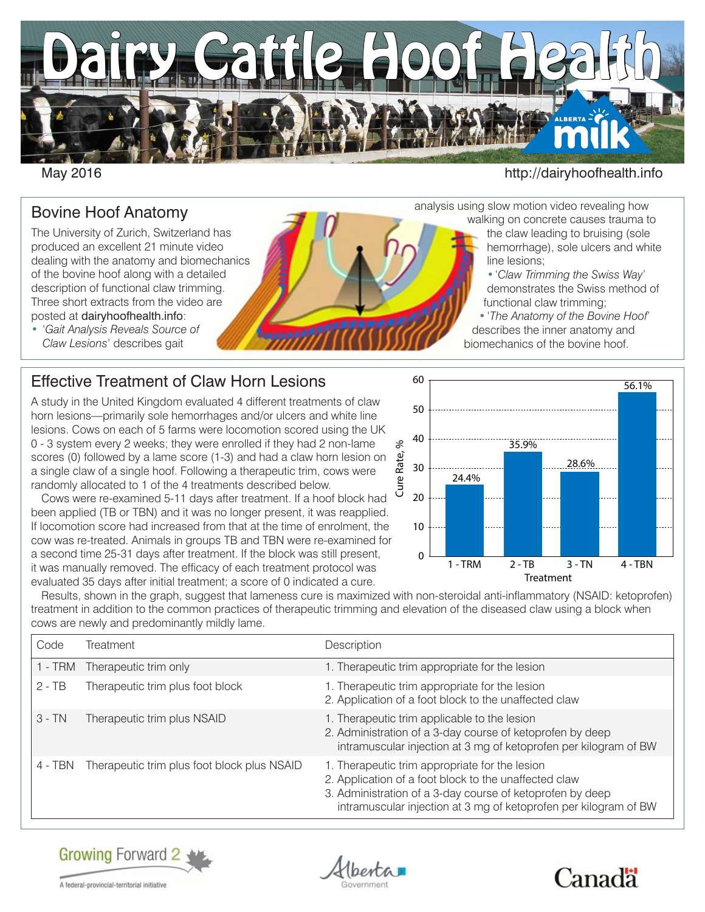# Dairy Cattle Hoof Health

May 2016

http://dairyhoofhealth.info

## Bovine Hoof Anatomy

The University of Zurich, Switzerland has produced an excellent 21 minute video dealing with the anatomy and biomechanics of the bovine hoof with a detailed description of functional claw trimming. Three short extracts from the video are posted at dairyhoofhealth.info:

- '*Gait Analysis Reveals Source of Claw Lesions*' describes gait analysis using slow motion video revealing how walking on concrete causes trauma to the claw leading to bruising (sole hemorrhage), sole ulcers and white line lesions;
- '*Claw Trimming the Swiss Way*' demonstrates the Swiss method of functional claw trimming;
- '*The Anatomy of the Bovine Hoof*' describes the inner anatomy and biomechanics of the bovine hoof.

## Effective Treatment of Claw Horn Lesions

A study in the United Kingdom evaluated 4 different treatments of claw horn lesions—primarily sole hemorrhages and/or ulcers and white line lesions. Cows on each of 5 farms were locomotion scored using the UK 0 - 3 system every 2 weeks; they were enrolled if they had 2 non-lame scores (0) followed by a lame score (1-3) and had a claw horn lesion on a single claw of a single hoof. Following a therapeutic trim, cows were randomly allocated to 1 of the 4 treatments described below.

Cows were re-examined 5-11 days after treatment. If a hoof block had been applied (TB or TBN) and it was no longer present, it was reapplied. If locomotion score had increased from that at the time of enrolment, the cow was re-treated. Animals in groups TB and TBN were re-examined for a second time 25-31 days after treatment. If the block was still present, it was manually removed. The efficacy of each treatment protocol was evaluated 35 days after initial treatment; a score of 0 indicated a cure.

| Treatment | Cure Rate, % |
|---|---|
| 1 - TRM | 24.4% |
| 2 - TB | 35.9% |
| 3 - TN | 28.6% |
| 4 - TBN | 56.1% |

Results, shown in the graph, suggest that lameness cure is maximized with non-steroidal anti-inflammatory (NSAID: ketoprofen) treatment in addition to the common practices of therapeutic trimming and elevation of the diseased claw using a block when cows are newly and predominantly mildly lame.

| Code | Treatment | Description |
|---|---|---|
| 1 - TRM | Therapeutic trim only | 1. Therapeutic trim appropriate for the lesion |
| 2 - TB | Therapeutic trim plus foot block | 1. Therapeutic trim appropriate for the lesion<br>2. Application of a foot block to the unaffected claw |
| 3 - TN | Therapeutic trim plus NSAID | 1. Therapeutic trim applicable to the lesion<br>2. Administration of a 3-day course of ketoprofen by deep intramuscular injection at 3 mg of ketoprofen per kilogram of BW |
| 4 - TBN | Therapeutic trim plus foot block plus NSAID | 1. Therapeutic trim appropriate for the lesion<br>2. Application of a foot block to the unaffected claw<br>3. Administration of a 3-day course of ketoprofen by deep intramuscular injection at 3 mg of ketoprofen per kilogram of BW |

Growing Forward 2 — A federal-provincial-territorial initiative

Alberta Government

Canada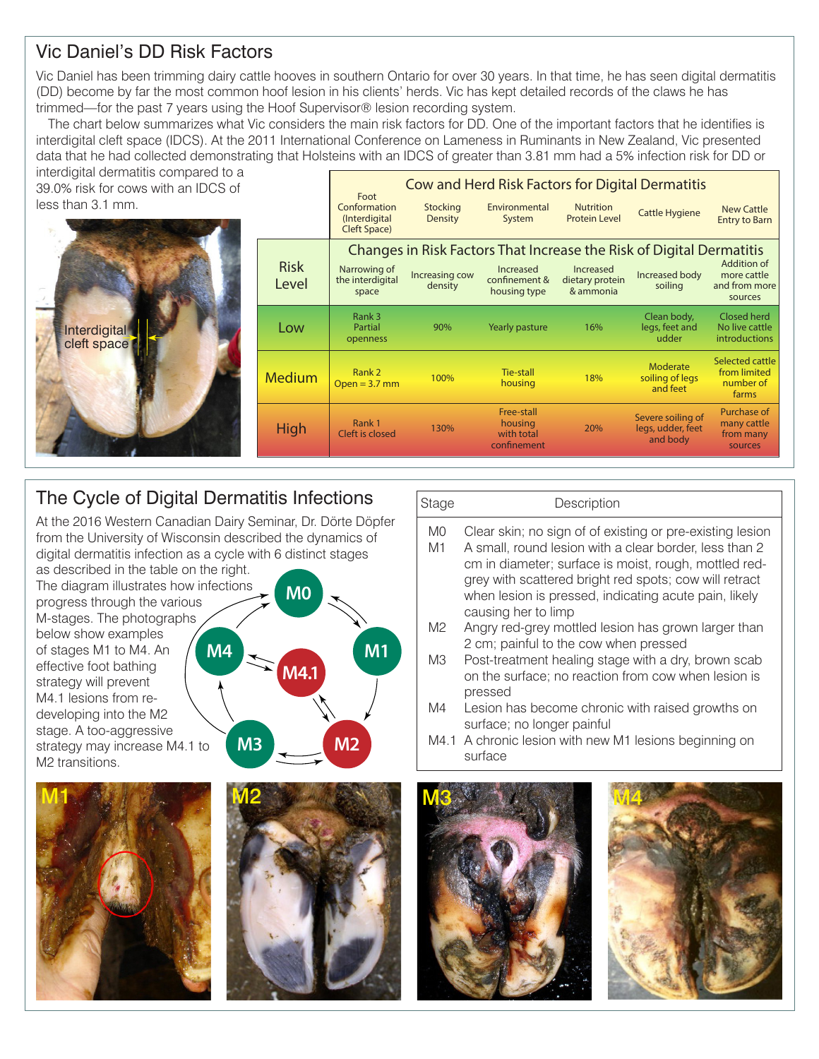## Vic Daniel's DD Risk Factors

Vic Daniel has been trimming dairy cattle hooves in southern Ontario for over 30 years. In that time, he has seen digital dermatitis (DD) become by far the most common hoof lesion in his clients' herds. Vic has kept detailed records of the claws he has trimmed—for the past 7 years using the Hoof Supervisor® lesion recording system.

The chart below summarizes what Vic considers the main risk factors for DD. One of the important factors that he identifies is interdigital cleft space (IDCS). At the 2011 International Conference on Lameness in Ruminants in New Zealand, Vic presented data that he had collected demonstrating that Holsteins with an IDCS of greater than 3.81 mm had a 5% infection risk for DD or interdigital dermatitis compared to a 39.0% risk for cows with an IDCS of less than 3.1 mm.

Interdigital cleft space

**Cow and Herd Risk Factors for Digital Dermatitis**

| | Foot Conformation (Interdigital Cleft Space) | Stocking Density | Environmental System | Nutrition Protein Level | Cattle Hygiene | New Cattle Entry to Barn |
|---|---|---|---|---|---|---|
| **Risk Level** | **Changes in Risk Factors That Increase the Risk of Digital Dermatitis** | | | | | |
| | Narrowing of the interdigital space | Increasing cow density | Increased confinement & housing type | Increased dietary protein & ammonia | Increased body soiling | Addition of more cattle and from more sources |
| Low | Rank 3 Partial openness | 90% | Yearly pasture | 16% | Clean body, legs, feet and udder | Closed herd No live cattle introductions |
| Medium | Rank 2 Open = 3.7 mm | 100% | Tie-stall housing | 18% | Moderate soiling of legs and feet | Selected cattle from limited number of farms |
| High | Rank 1 Cleft is closed | 130% | Free-stall housing with total confinement | 20% | Severe soiling of legs, udder, feet and body | Purchase of many cattle from many sources |

## The Cycle of Digital Dermatitis Infections

At the 2016 Western Canadian Dairy Seminar, Dr. Dörte Döpfer from the University of Wisconsin described the dynamics of digital dermatitis infection as a cycle with 6 distinct stages as described in the table on the right. The diagram illustrates how infections progress through the various M-stages. The photographs below show examples of stages M1 to M4. An effective foot bathing strategy will prevent M4.1 lesions from re-developing into the M2 stage. A too-aggressive strategy may increase M4.1 to M2 transitions.

M0
M1
M2
M3
M4
M4.1

| Stage | Description |
|---|---|
| M0 | Clear skin; no sign of of existing or pre-existing lesion |
| M1 | A small, round lesion with a clear border, less than 2 cm in diameter; surface is moist, rough, mottled red-grey with scattered bright red spots; cow will retract when lesion is pressed, indicating acute pain, likely causing her to limp |
| M2 | Angry red-grey mottled lesion has grown larger than 2 cm; painful to the cow when pressed |
| M3 | Post-treatment healing stage with a dry, brown scab on the surface; no reaction from cow when lesion is pressed |
| M4 | Lesion has become chronic with raised growths on surface; no longer painful |
| M4.1 | A chronic lesion with new M1 lesions beginning on surface |

M1 M2 M3 M4